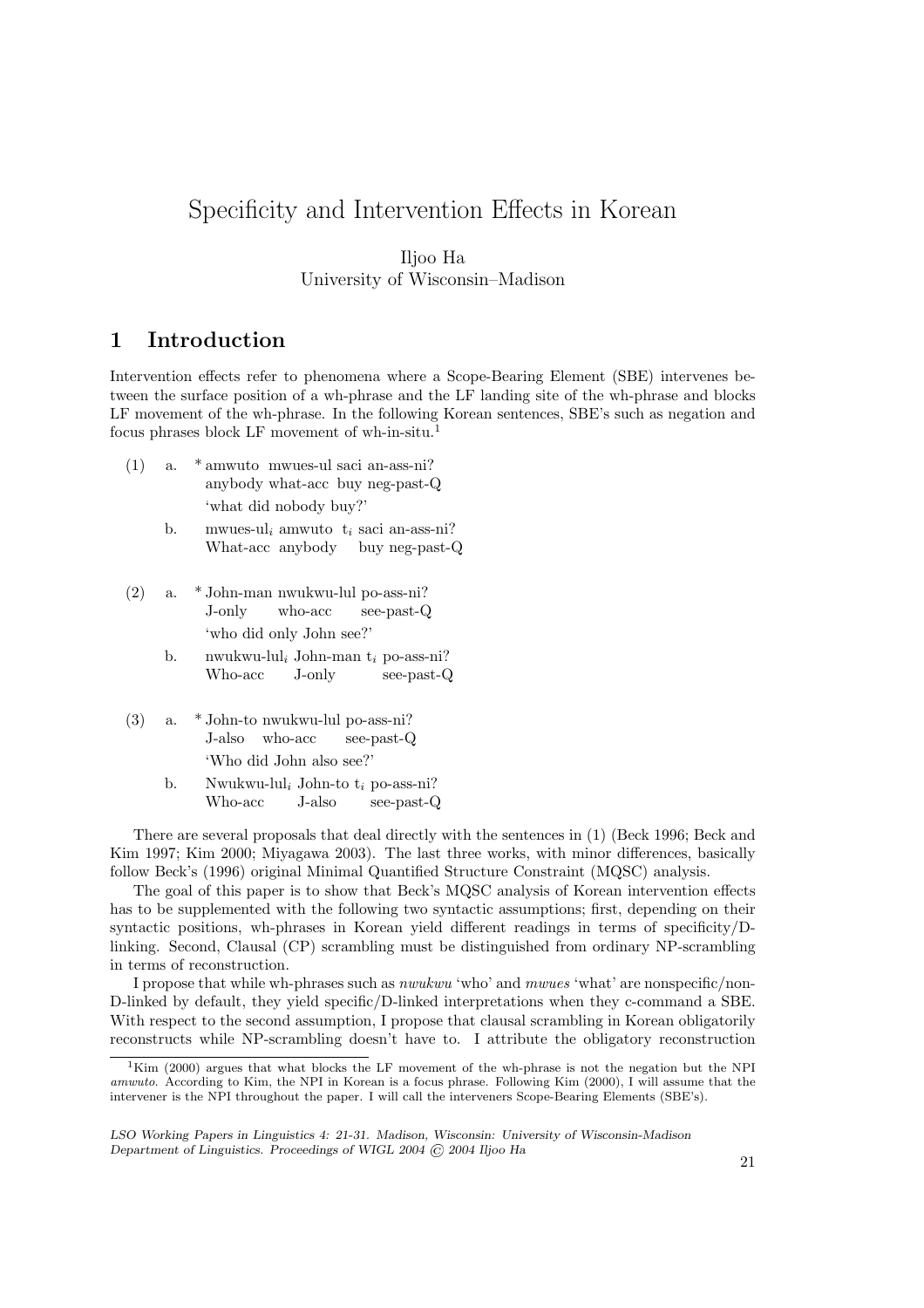# Specificity and Intervention Effects in Korean

Iljoo Ha
University of Wisconsin–Madison

## 1 Introduction

Intervention effects refer to phenomena where a Scope-Bearing Element (SBE) intervenes between the surface position of a wh-phrase and the LF landing site of the wh-phrase and blocks LF movement of the wh-phrase. In the following Korean sentences, SBE's such as negation and focus phrases block LF movement of wh-in-situ.[1]

(1) a. * amwuto mwues-ul saci an-ass-ni?
 anybody what-acc buy neg-past-Q
 'what did nobody buy?'

 b. mwues-ul$_i$ amwuto t$_i$ saci an-ass-ni?
 What-acc anybody buy neg-past-Q

(2) a. * John-man nwukwu-lul po-ass-ni?
 J-only who-acc see-past-Q
 'who did only John see?'

 b. nwukwu-lul$_i$ John-man t$_i$ po-ass-ni?
 Who-acc J-only see-past-Q

(3) a. * John-to nwukwu-lul po-ass-ni?
 J-also who-acc see-past-Q
 'Who did John also see?'

 b. Nwukwu-lul$_i$ John-to t$_i$ po-ass-ni?
 Who-acc J-also see-past-Q

There are several proposals that deal directly with the sentences in (1) (Beck 1996; Beck and Kim 1997; Kim 2000; Miyagawa 2003). The last three works, with minor differences, basically follow Beck's (1996) original Minimal Quantified Structure Constraint (MQSC) analysis.

The goal of this paper is to show that Beck's MQSC analysis of Korean intervention effects has to be supplemented with the following two syntactic assumptions; first, depending on their syntactic positions, wh-phrases in Korean yield different readings in terms of specificity/D-linking. Second, Clausal (CP) scrambling must be distinguished from ordinary NP-scrambling in terms of reconstruction.

I propose that while wh-phrases such as *nwukwu* 'who' and *mwues* 'what' are nonspecific/non-D-linked by default, they yield specific/D-linked interpretations when they c-command a SBE. With respect to the second assumption, I propose that clausal scrambling in Korean obligatorily reconstructs while NP-scrambling doesn't have to. I attribute the obligatory reconstruction

[1] Kim (2000) argues that what blocks the LF movement of the wh-phrase is not the negation but the NPI *amwuto*. According to Kim, the NPI in Korean is a focus phrase. Following Kim (2000), I will assume that the intervener is the NPI throughout the paper. I will call the interveners Scope-Bearing Elements (SBE's).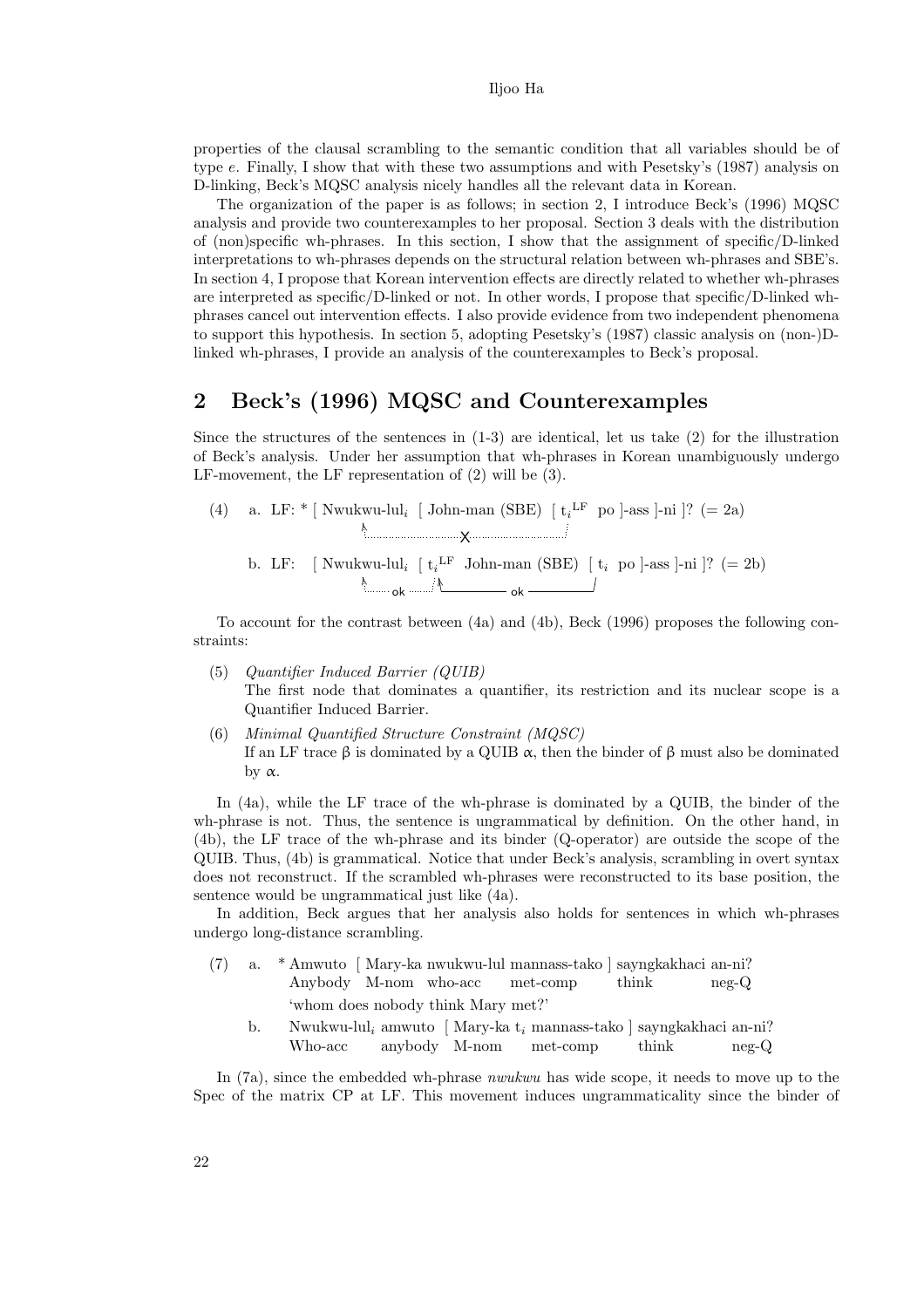properties of the clausal scrambling to the semantic condition that all variables should be of type *e*. Finally, I show that with these two assumptions and with Pesetsky's (1987) analysis on D-linking, Beck's MQSC analysis nicely handles all the relevant data in Korean.

The organization of the paper is as follows; in section 2, I introduce Beck's (1996) MQSC analysis and provide two counterexamples to her proposal. Section 3 deals with the distribution of (non)specific wh-phrases. In this section, I show that the assignment of specific/D-linked interpretations to wh-phrases depends on the structural relation between wh-phrases and SBE's. In section 4, I propose that Korean intervention effects are directly related to whether wh-phrases are interpreted as specific/D-linked or not. In other words, I propose that specific/D-linked wh-phrases cancel out intervention effects. I also provide evidence from two independent phenomena to support this hypothesis. In section 5, adopting Pesetsky's (1987) classic analysis on (non-)D-linked wh-phrases, I provide an analysis of the counterexamples to Beck's proposal.

## 2 Beck's (1996) MQSC and Counterexamples

Since the structures of the sentences in (1-3) are identical, let us take (2) for the illustration of Beck's analysis. Under her assumption that wh-phrases in Korean unambiguously undergo LF-movement, the LF representation of (2) will be (3).

(4) a. LF: * [ Nwukwu-lul$_i$ [ John-man (SBE) [ $t_i^{LF}$ po ]-ass ]-ni ]? (= 2a)
  (dotted link: X)

b. LF: [ Nwukwu-lul$_i$ [ $t_i^{LF}$ John-man (SBE) [ $t_i$ po ]-ass ]-ni ]? (= 2b)
  (dotted link: ok; solid link: ok)

To account for the contrast between (4a) and (4b), Beck (1996) proposes the following constraints:

(5) *Quantifier Induced Barrier (QUIB)*
The first node that dominates a quantifier, its restriction and its nuclear scope is a Quantifier Induced Barrier.

(6) *Minimal Quantified Structure Constraint (MQSC)*
If an LF trace β is dominated by a QUIB α, then the binder of β must also be dominated by α.

In (4a), while the LF trace of the wh-phrase is dominated by a QUIB, the binder of the wh-phrase is not. Thus, the sentence is ungrammatical by definition. On the other hand, in (4b), the LF trace of the wh-phrase and its binder (Q-operator) are outside the scope of the QUIB. Thus, (4b) is grammatical. Notice that under Beck's analysis, scrambling in overt syntax does not reconstruct. If the scrambled wh-phrases were reconstructed to its base position, the sentence would be ungrammatical just like (4a).

In addition, Beck argues that her analysis also holds for sentences in which wh-phrases undergo long-distance scrambling.

(7) a. * Amwuto [ Mary-ka nwukwu-lul mannass-tako ] sayngkakhaci an-ni?
Anybody M-nom who-acc met-comp think neg-Q
'whom does nobody think Mary met?'

b. Nwukwu-lul$_i$ amwuto [ Mary-ka $t_i$ mannass-tako ] sayngkakhaci an-ni?
Who-acc anybody M-nom met-comp think neg-Q

In (7a), since the embedded wh-phrase *nwukwu* has wide scope, it needs to move up to the Spec of the matrix CP at LF. This movement induces ungrammaticality since the binder of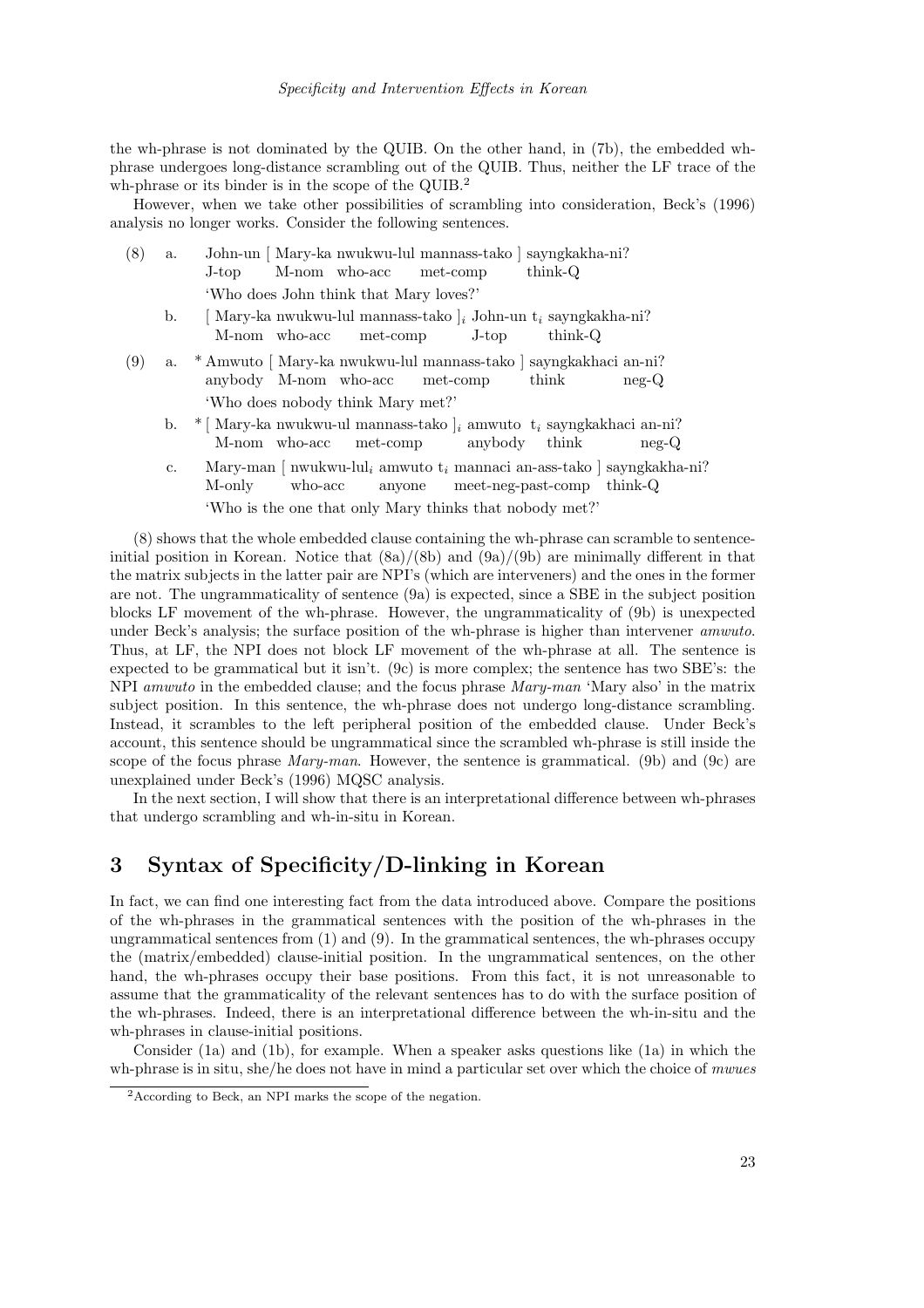the wh-phrase is not dominated by the QUIB. On the other hand, in (7b), the embedded wh-phrase undergoes long-distance scrambling out of the QUIB. Thus, neither the LF trace of the wh-phrase or its binder is in the scope of the QUIB.[2]

However, when we take other possibilities of scrambling into consideration, Beck's (1996) analysis no longer works. Consider the following sentences.

(8) a. John-un [ Mary-ka nwukwu-lul mannass-tako ] sayngkakha-ni?
&nbsp;&nbsp;&nbsp;&nbsp;&nbsp;&nbsp;&nbsp;J-top M-nom who-acc met-comp think-Q
&nbsp;&nbsp;&nbsp;&nbsp;&nbsp;&nbsp;&nbsp;'Who does John think that Mary loves?'

&nbsp;&nbsp;&nbsp;&nbsp;b. [ Mary-ka nwukwu-lul mannass-tako ]$_i$ John-un t$_i$ sayngkakha-ni?
&nbsp;&nbsp;&nbsp;&nbsp;&nbsp;&nbsp;&nbsp;M-nom who-acc met-comp J-top think-Q

(9) a. * Amwuto [ Mary-ka nwukwu-lul mannass-tako ] sayngkakhaci an-ni?
&nbsp;&nbsp;&nbsp;&nbsp;&nbsp;&nbsp;&nbsp;anybody M-nom who-acc met-comp think neg-Q
&nbsp;&nbsp;&nbsp;&nbsp;&nbsp;&nbsp;&nbsp;'Who does nobody think Mary met?'

&nbsp;&nbsp;&nbsp;&nbsp;b. * [ Mary-ka nwukwu-ul mannass-tako ]$_i$ amwuto t$_i$ sayngkakhaci an-ni?
&nbsp;&nbsp;&nbsp;&nbsp;&nbsp;&nbsp;&nbsp;M-nom who-acc met-comp anybody think neg-Q

&nbsp;&nbsp;&nbsp;&nbsp;c. Mary-man [ nwukwu-lul$_i$ amwuto t$_i$ mannaci an-ass-tako ] sayngkakha-ni?
&nbsp;&nbsp;&nbsp;&nbsp;&nbsp;&nbsp;&nbsp;M-only who-acc anyone meet-neg-past-comp think-Q
&nbsp;&nbsp;&nbsp;&nbsp;&nbsp;&nbsp;&nbsp;'Who is the one that only Mary thinks that nobody met?'

(8) shows that the whole embedded clause containing the wh-phrase can scramble to sentence-initial position in Korean. Notice that (8a)/(8b) and (9a)/(9b) are minimally different in that the matrix subjects in the latter pair are NPI's (which are interveners) and the ones in the former are not. The ungrammaticality of sentence (9a) is expected, since a SBE in the subject position blocks LF movement of the wh-phrase. However, the ungrammaticality of (9b) is unexpected under Beck's analysis; the surface position of the wh-phrase is higher than intervener *amwuto*. Thus, at LF, the NPI does not block LF movement of the wh-phrase at all. The sentence is expected to be grammatical but it isn't. (9c) is more complex; the sentence has two SBE's: the NPI *amwuto* in the embedded clause; and the focus phrase *Mary-man* 'Mary also' in the matrix subject position. In this sentence, the wh-phrase does not undergo long-distance scrambling. Instead, it scrambles to the left peripheral position of the embedded clause. Under Beck's account, this sentence should be ungrammatical since the scrambled wh-phrase is still inside the scope of the focus phrase *Mary-man*. However, the sentence is grammatical. (9b) and (9c) are unexplained under Beck's (1996) MQSC analysis.

In the next section, I will show that there is an interpretational difference between wh-phrases that undergo scrambling and wh-in-situ in Korean.

## 3 Syntax of Specificity/D-linking in Korean

In fact, we can find one interesting fact from the data introduced above. Compare the positions of the wh-phrases in the grammatical sentences with the position of the wh-phrases in the ungrammatical sentences from (1) and (9). In the grammatical sentences, the wh-phrases occupy the (matrix/embedded) clause-initial position. In the ungrammatical sentences, on the other hand, the wh-phrases occupy their base positions. From this fact, it is not unreasonable to assume that the grammaticality of the relevant sentences has to do with the surface position of the wh-phrases. Indeed, there is an interpretational difference between the wh-in-situ and the wh-phrases in clause-initial positions.

Consider (1a) and (1b), for example. When a speaker asks questions like (1a) in which the wh-phrase is in situ, she/he does not have in mind a particular set over which the choice of *mwues*

[2]According to Beck, an NPI marks the scope of the negation.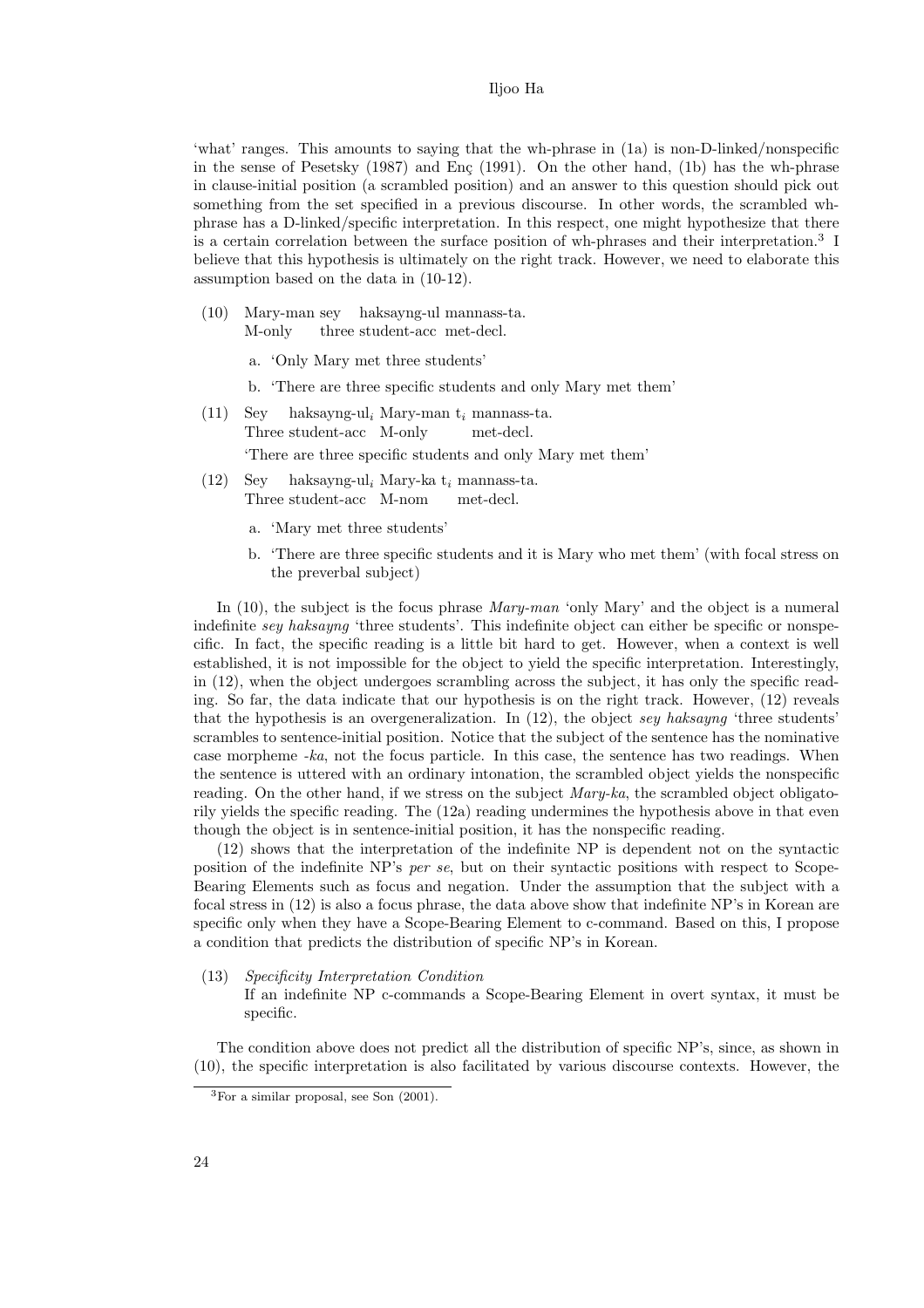'what' ranges. This amounts to saying that the wh-phrase in (1a) is non-D-linked/nonspecific in the sense of Pesetsky (1987) and Enç (1991). On the other hand, (1b) has the wh-phrase in clause-initial position (a scrambled position) and an answer to this question should pick out something from the set specified in a previous discourse. In other words, the scrambled wh-phrase has a D-linked/specific interpretation. In this respect, one might hypothesize that there is a certain correlation between the surface position of wh-phrases and their interpretation.[3] I believe that this hypothesis is ultimately on the right track. However, we need to elaborate this assumption based on the data in (10-12).

(10) Mary-man sey haksayng-ul mannass-ta.
M-only three student-acc met-decl.

a. 'Only Mary met three students'

b. 'There are three specific students and only Mary met them'

(11) Sey haksayng-ul$_i$ Mary-man t$_i$ mannass-ta.
Three student-acc M-only met-decl.
'There are three specific students and only Mary met them'

(12) Sey haksayng-ul$_i$ Mary-ka t$_i$ mannass-ta.
Three student-acc M-nom met-decl.

a. 'Mary met three students'

b. 'There are three specific students and it is Mary who met them' (with focal stress on the preverbal subject)

In (10), the subject is the focus phrase *Mary-man* 'only Mary' and the object is a numeral indefinite *sey haksayng* 'three students'. This indefinite object can either be specific or nonspecific. In fact, the specific reading is a little bit hard to get. However, when a context is well established, it is not impossible for the object to yield the specific interpretation. Interestingly, in (12), when the object undergoes scrambling across the subject, it has only the specific reading. So far, the data indicate that our hypothesis is on the right track. However, (12) reveals that the hypothesis is an overgeneralization. In (12), the object *sey haksayng* 'three students' scrambles to sentence-initial position. Notice that the subject of the sentence has the nominative case morpheme *-ka*, not the focus particle. In this case, the sentence has two readings. When the sentence is uttered with an ordinary intonation, the scrambled object yields the nonspecific reading. On the other hand, if we stress on the subject *Mary-ka*, the scrambled object obligatorily yields the specific reading. The (12a) reading undermines the hypothesis above in that even though the object is in sentence-initial position, it has the nonspecific reading.

(12) shows that the interpretation of the indefinite NP is dependent not on the syntactic position of the indefinite NP's *per se*, but on their syntactic positions with respect to Scope-Bearing Elements such as focus and negation. Under the assumption that the subject with a focal stress in (12) is also a focus phrase, the data above show that indefinite NP's in Korean are specific only when they have a Scope-Bearing Element to c-command. Based on this, I propose a condition that predicts the distribution of specific NP's in Korean.

(13) *Specificity Interpretation Condition*
If an indefinite NP c-commands a Scope-Bearing Element in overt syntax, it must be specific.

The condition above does not predict all the distribution of specific NP's, since, as shown in (10), the specific interpretation is also facilitated by various discourse contexts. However, the

[3]For a similar proposal, see Son (2001).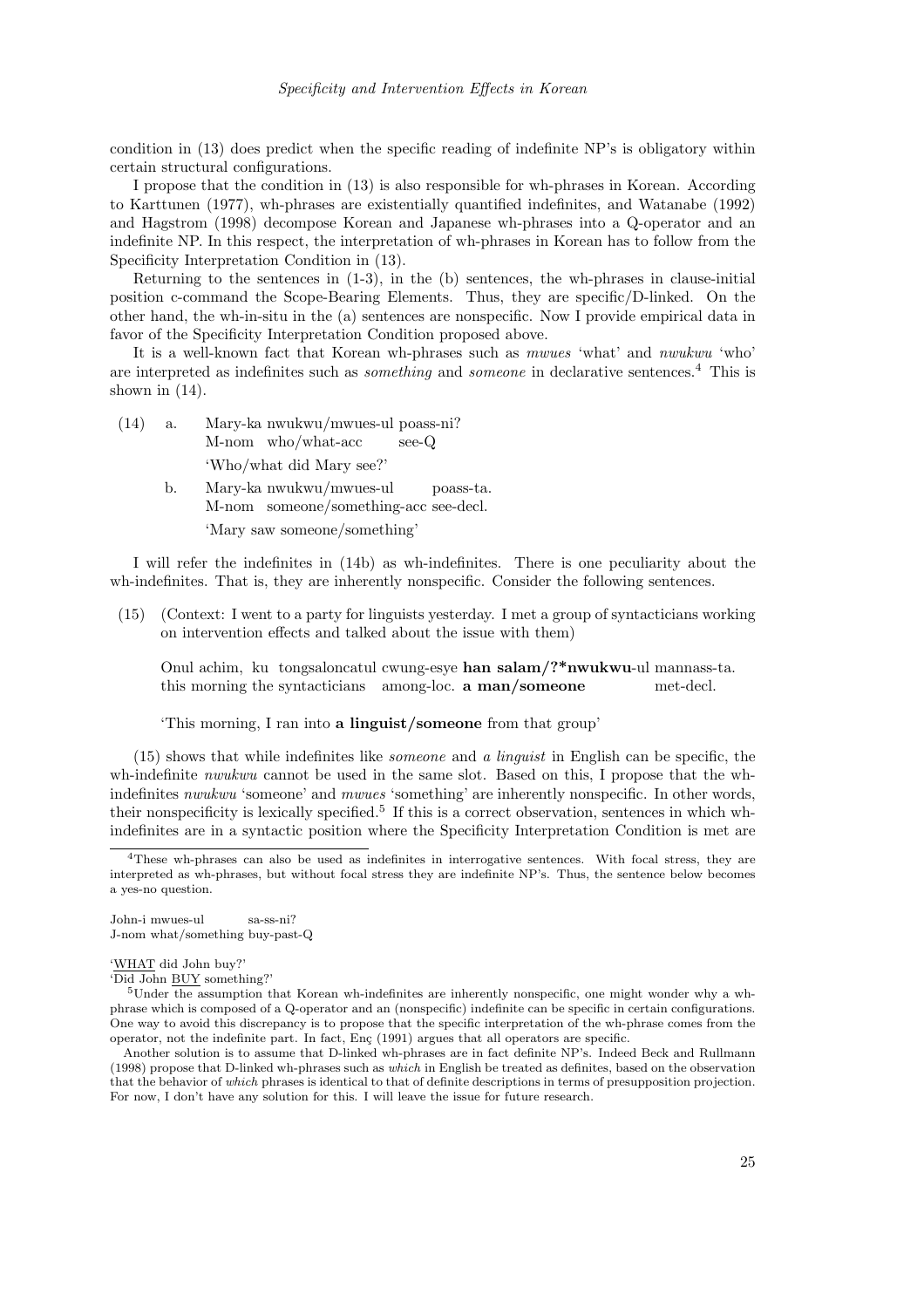condition in (13) does predict when the specific reading of indefinite NP's is obligatory within certain structural configurations.

I propose that the condition in (13) is also responsible for wh-phrases in Korean. According to Karttunen (1977), wh-phrases are existentially quantified indefinites, and Watanabe (1992) and Hagstrom (1998) decompose Korean and Japanese wh-phrases into a Q-operator and an indefinite NP. In this respect, the interpretation of wh-phrases in Korean has to follow from the Specificity Interpretation Condition in (13).

Returning to the sentences in (1-3), in the (b) sentences, the wh-phrases in clause-initial position c-command the Scope-Bearing Elements. Thus, they are specific/D-linked. On the other hand, the wh-in-situ in the (a) sentences are nonspecific. Now I provide empirical data in favor of the Specificity Interpretation Condition proposed above.

It is a well-known fact that Korean wh-phrases such as *mwues* 'what' and *nwukwu* 'who' are interpreted as indefinites such as *something* and *someone* in declarative sentences.[4] This is shown in (14).

(14) a. Mary-ka nwukwu/mwues-ul poass-ni?
    M-nom who/what-acc see-Q
    'Who/what did Mary see?'

b. Mary-ka nwukwu/mwues-ul poass-ta.
    M-nom someone/something-acc see-decl.
    'Mary saw someone/something'

I will refer the indefinites in (14b) as wh-indefinites. There is one peculiarity about the wh-indefinites. That is, they are inherently nonspecific. Consider the following sentences.

(15) (Context: I went to a party for linguists yesterday. I met a group of syntacticians working on intervention effects and talked about the issue with them)

Onul achim, ku tongsaloncatul cwung-esye **han salam/?*nwukwu**-ul mannass-ta.
this morning the syntacticians among-loc. **a man/someone** met-decl.

'This morning, I ran into **a linguist/someone** from that group'

(15) shows that while indefinites like *someone* and *a linguist* in English can be specific, the wh-indefinite *nwukwu* cannot be used in the same slot. Based on this, I propose that the wh-indefinites *nwukwu* 'someone' and *mwues* 'something' are inherently nonspecific. In other words, their nonspecificity is lexically specified.[5] If this is a correct observation, sentences in which wh-indefinites are in a syntactic position where the Specificity Interpretation Condition is met are

---

[4] These wh-phrases can also be used as indefinites in interrogative sentences. With focal stress, they are interpreted as wh-phrases, but without focal stress they are indefinite NP's. Thus, the sentence below becomes a yes-no question.

John-i mwues-ul sa-ss-ni?
J-nom what/something buy-past-Q

'WHAT did John buy?'
'Did John BUY something?'

[5] Under the assumption that Korean wh-indefinites are inherently nonspecific, one might wonder why a wh-phrase which is composed of a Q-operator and an (nonspecific) indefinite can be specific in certain configurations. One way to avoid this discrepancy is to propose that the specific interpretation of the wh-phrase comes from the operator, not the indefinite part. In fact, Enç (1991) argues that all operators are specific.

Another solution is to assume that D-linked wh-phrases are in fact definite NP's. Indeed Beck and Rullmann (1998) propose that D-linked wh-phrases such as *which* in English be treated as definites, based on the observation that the behavior of *which* phrases is identical to that of definite descriptions in terms of presupposition projection. For now, I don't have any solution for this. I will leave the issue for future research.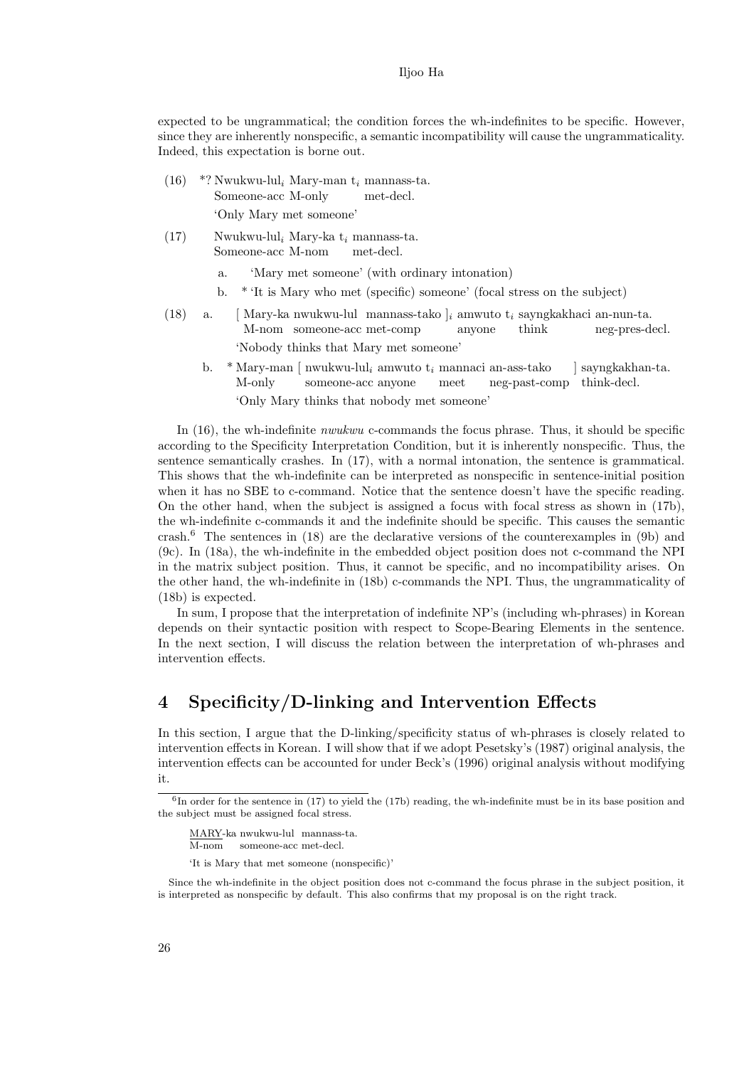expected to be ungrammatical; the condition forces the wh-indefinites to be specific. However, since they are inherently nonspecific, a semantic incompatibility will cause the ungrammaticality. Indeed, this expectation is borne out.

(16) *? Nwukwu-lul$_i$ Mary-man t$_i$ mannass-ta.
Someone-acc M-only met-decl.
'Only Mary met someone'

(17) Nwukwu-lul$_i$ Mary-ka t$_i$ mannass-ta.
Someone-acc M-nom met-decl.

a. 'Mary met someone' (with ordinary intonation)

b. * 'It is Mary who met (specific) someone' (focal stress on the subject)

(18) a. [ Mary-ka nwukwu-lul mannass-tako ]$_i$ amwuto t$_i$ sayngkakhaci an-nun-ta.
M-nom someone-acc met-comp anyone think neg-pres-decl.
'Nobody thinks that Mary met someone'

b. * Mary-man [ nwukwu-lul$_i$ amwuto t$_i$ mannaci an-ass-tako ] sayngkakhan-ta.
M-only someone-acc anyone meet neg-past-comp think-decl.
'Only Mary thinks that nobody met someone'

In (16), the wh-indefinite *nwukwu* c-commands the focus phrase. Thus, it should be specific according to the Specificity Interpretation Condition, but it is inherently nonspecific. Thus, the sentence semantically crashes. In (17), with a normal intonation, the sentence is grammatical. This shows that the wh-indefinite can be interpreted as nonspecific in sentence-initial position when it has no SBE to c-command. Notice that the sentence doesn't have the specific reading. On the other hand, when the subject is assigned a focus with focal stress as shown in (17b), the wh-indefinite c-commands it and the indefinite should be specific. This causes the semantic crash.[6] The sentences in (18) are the declarative versions of the counterexamples in (9b) and (9c). In (18a), the wh-indefinite in the embedded object position does not c-command the NPI in the matrix subject position. Thus, it cannot be specific, and no incompatibility arises. On the other hand, the wh-indefinite in (18b) c-commands the NPI. Thus, the ungrammaticality of (18b) is expected.

In sum, I propose that the interpretation of indefinite NP's (including wh-phrases) in Korean depends on their syntactic position with respect to Scope-Bearing Elements in the sentence. In the next section, I will discuss the relation between the interpretation of wh-phrases and intervention effects.

## 4 Specificity/D-linking and Intervention Effects

In this section, I argue that the D-linking/specificity status of wh-phrases is closely related to intervention effects in Korean. I will show that if we adopt Pesetsky's (1987) original analysis, the intervention effects can be accounted for under Beck's (1996) original analysis without modifying it.

---

[6] In order for the sentence in (17) to yield the (17b) reading, the wh-indefinite must be in its base position and the subject must be assigned focal stress.

MARY-ka nwukwu-lul mannass-ta.
M-nom someone-acc met-decl.

'It is Mary that met someone (nonspecific)'

Since the wh-indefinite in the object position does not c-command the focus phrase in the subject position, it is interpreted as nonspecific by default. This also confirms that my proposal is on the right track.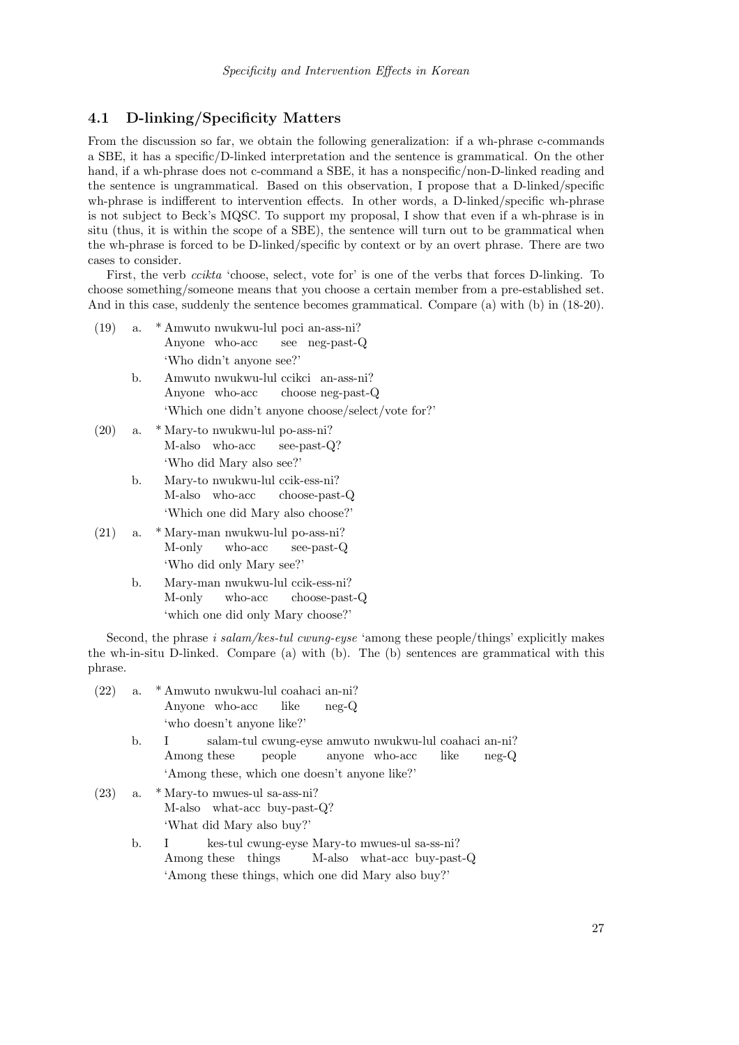## 4.1 D-linking/Specificity Matters

From the discussion so far, we obtain the following generalization: if a wh-phrase c-commands a SBE, it has a specific/D-linked interpretation and the sentence is grammatical. On the other hand, if a wh-phrase does not c-command a SBE, it has a nonspecific/non-D-linked reading and the sentence is ungrammatical. Based on this observation, I propose that a D-linked/specific wh-phrase is indifferent to intervention effects. In other words, a D-linked/specific wh-phrase is not subject to Beck's MQSC. To support my proposal, I show that even if a wh-phrase is in situ (thus, it is within the scope of a SBE), the sentence will turn out to be grammatical when the wh-phrase is forced to be D-linked/specific by context or by an overt phrase. There are two cases to consider.

First, the verb *ccikta* 'choose, select, vote for' is one of the verbs that forces D-linking. To choose something/someone means that you choose a certain member from a pre-established set. And in this case, suddenly the sentence becomes grammatical. Compare (a) with (b) in (18-20).

(19) a. * Amwuto nwukwu-lul poci an-ass-ni?
Anyone who-acc see neg-past-Q
'Who didn't anyone see?'

b. Amwuto nwukwu-lul ccikci an-ass-ni?
Anyone who-acc choose neg-past-Q
'Which one didn't anyone choose/select/vote for?'

(20) a. * Mary-to nwukwu-lul po-ass-ni?
M-also who-acc see-past-Q?
'Who did Mary also see?'

b. Mary-to nwukwu-lul ccik-ess-ni?
M-also who-acc choose-past-Q
'Which one did Mary also choose?'

(21) a. * Mary-man nwukwu-lul po-ass-ni?
M-only who-acc see-past-Q
'Who did only Mary see?'

b. Mary-man nwukwu-lul ccik-ess-ni?
M-only who-acc choose-past-Q
'which one did only Mary choose?'

Second, the phrase *i salam/kes-tul cwung-eyse* 'among these people/things' explicitly makes the wh-in-situ D-linked. Compare (a) with (b). The (b) sentences are grammatical with this phrase.

(22) a. * Amwuto nwukwu-lul coahaci an-ni?
Anyone who-acc like neg-Q
'who doesn't anyone like?'

b. I salam-tul cwung-eyse amwuto nwukwu-lul coahaci an-ni?
Among these people anyone who-acc like neg-Q
'Among these, which one doesn't anyone like?'

(23) a. * Mary-to mwues-ul sa-ass-ni?
M-also what-acc buy-past-Q?
'What did Mary also buy?'

b. I kes-tul cwung-eyse Mary-to mwues-ul sa-ss-ni?
Among these things M-also what-acc buy-past-Q
'Among these things, which one did Mary also buy?'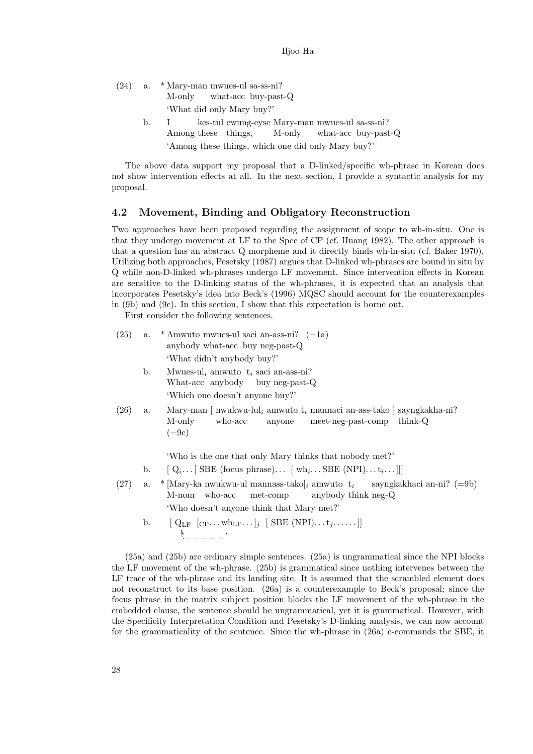(24) a. * Mary-man mwues-ul sa-ss-ni?
M-only what-acc buy-past-Q
'What did only Mary buy?'

b. I kes-tul cwung-eyse Mary-man mwues-ul sa-ss-ni?
Among these things, M-only what-acc buy-past-Q
'Among these things, which one did only Mary buy?'

The above data support my proposal that a D-linked/specific wh-phrase in Korean does not show intervention effects at all. In the next section, I provide a syntactic analysis for my proposal.

## 4.2 Movement, Binding and Obligatory Reconstruction

Two approaches have been proposed regarding the assignment of scope to wh-in-situ. One is that they undergo movement at LF to the Spec of CP (cf. Huang 1982). The other approach is that a question has an abstract Q morpheme and it directly binds wh-in-situ (cf. Baker 1970). Utilizing both approaches, Pesetsky (1987) argues that D-linked wh-phrases are bound in situ by Q while non-D-linked wh-phrases undergo LF movement. Since intervention effects in Korean are sensitive to the D-linking status of the wh-phrases, it is expected that an analysis that incorporates Pesetsky's idea into Beck's (1996) MQSC should account for the counterexamples in (9b) and (9c). In this section, I show that this expectation is borne out.

First consider the following sentences.

(25) a. * Amwuto mwues-ul saci an-ass-ni? (=1a)
anybody what-acc buy neg-past-Q
'What didn't anybody buy?'

b. Mwues-ul$_i$ amwuto t$_i$ saci an-ass-ni?
What-acc anybody buy neg-past-Q
'Which one doesn't anyone buy?'

(26) a. Mary-man [ nwukwu-lul$_i$ amwuto t$_i$ mannaci an-ass-tako ] sayngkakha-ni?
M-only who-acc anyone meet-neg-past-comp think-Q
(=9c)

'Who is the one that only Mary thinks that nobody met?'

b. [ Q$_i$... [ SBE (focus phrase)... [ wh$_i$... SBE (NPI)... t$_i$... ]]]

(27) a. * [Mary-ka nwukwu-ul mannass-tako]$_i$ amwuto t$_i$ sayngkakhaci an-ni? (=9b)
M-nom who-acc met-comp anybody think neg-Q
'Who doesn't anyone think that Mary met?'

b. [ Q$_{LF}$ [$_{CP}$... wh$_{LF}$... ]$_j$ [ SBE (NPI)... t$_j$...... ]]

(25a) and (25b) are ordinary simple sentences. (25a) is ungrammatical since the NPI blocks the LF movement of the wh-phrase. (25b) is grammatical since nothing intervenes between the LF trace of the wh-phrase and its landing site. It is assumed that the scrambled element does not reconstruct to its base position. (26a) is a counterexample to Beck's proposal; since the focus phrase in the matrix subject position blocks the LF movement of the wh-phrase in the embedded clause, the sentence should be ungrammatical, yet it is grammatical. However, with the Specificity Interpretation Condition and Pesetsky's D-linking analysis, we can now account for the grammaticality of the sentence. Since the wh-phrase in (26a) c-commands the SBE, it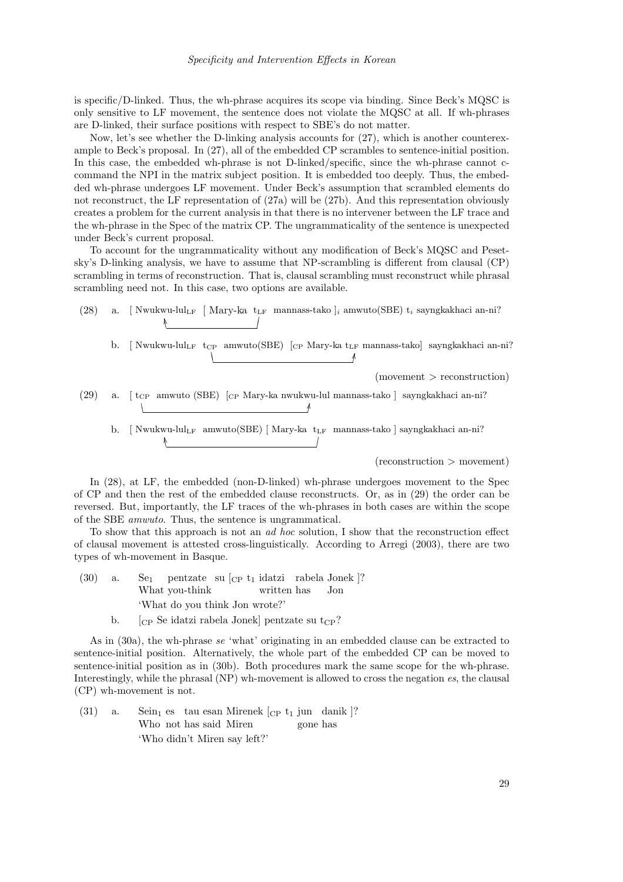is specific/D-linked. Thus, the wh-phrase acquires its scope via binding. Since Beck's MQSC is only sensitive to LF movement, the sentence does not violate the MQSC at all. If wh-phrases are D-linked, their surface positions with respect to SBE's do not matter.

Now, let's see whether the D-linking analysis accounts for (27), which is another counterexample to Beck's proposal. In (27), all of the embedded CP scrambles to sentence-initial position. In this case, the embedded wh-phrase is not D-linked/specific, since the wh-phrase cannot c-command the NPI in the matrix subject position. It is embedded too deeply. Thus, the embedded wh-phrase undergoes LF movement. Under Beck's assumption that scrambled elements do not reconstruct, the LF representation of (27a) will be (27b). And this representation obviously creates a problem for the current analysis in that there is no intervener between the LF trace and the wh-phrase in the Spec of the matrix CP. The ungrammaticality of the sentence is unexpected under Beck's current proposal.

To account for the ungrammaticality without any modification of Beck's MQSC and Pesetsky's D-linking analysis, we have to assume that NP-scrambling is different from clausal (CP) scrambling in terms of reconstruction. That is, clausal scrambling must reconstruct while phrasal scrambling need not. In this case, two options are available.

(28) a. [ Nwukwu-lul$_{\text{LF}}$ [ Mary-ka t$_{\text{LF}}$ mannass-tako ]$_i$ amwuto(SBE) t$_i$ sayngkakhaci an-ni?

b. [ Nwukwu-lul$_{\text{LF}}$ t$_{\text{CP}}$ amwuto(SBE) [$_{\text{CP}}$ Mary-ka t$_{\text{LF}}$ mannass-tako] sayngkakhaci an-ni?

(movement > reconstruction)

(29) a. [ t$_{\text{CP}}$ amwuto (SBE) [$_{\text{CP}}$ Mary-ka nwukwu-lul mannass-tako ] sayngkakhaci an-ni?

b. [ Nwukwu-lul$_{\text{LF}}$ amwuto(SBE) [ Mary-ka t$_{\text{LF}}$ mannass-tako ] sayngkakhaci an-ni?

(reconstruction > movement)

In (28), at LF, the embedded (non-D-linked) wh-phrase undergoes movement to the Spec of CP and then the rest of the embedded clause reconstructs. Or, as in (29) the order can be reversed. But, importantly, the LF traces of the wh-phrases in both cases are within the scope of the SBE *amwuto*. Thus, the sentence is ungrammatical.

To show that this approach is not an *ad hoc* solution, I show that the reconstruction effect of clausal movement is attested cross-linguistically. According to Arregi (2003), there are two types of wh-movement in Basque.

(30) a. Se$_1$ pentzate su [$_{\text{CP}}$ t$_1$ idatzi rabela Jonek ]?
What you-think written has Jon
'What do you think Jon wrote?'

b. [$_{\text{CP}}$ Se idatzi rabela Jonek] pentzate su t$_{\text{CP}}$?

As in (30a), the wh-phrase *se* 'what' originating in an embedded clause can be extracted to sentence-initial position. Alternatively, the whole part of the embedded CP can be moved to sentence-initial position as in (30b). Both procedures mark the same scope for the wh-phrase. Interestingly, while the phrasal (NP) wh-movement is allowed to cross the negation *es*, the clausal (CP) wh-movement is not.

(31) a. Sein$_1$ es tau esan Mirenek [$_{\text{CP}}$ t$_1$ jun danik ]?
Who not has said Miren gone has
'Who didn't Miren say left?'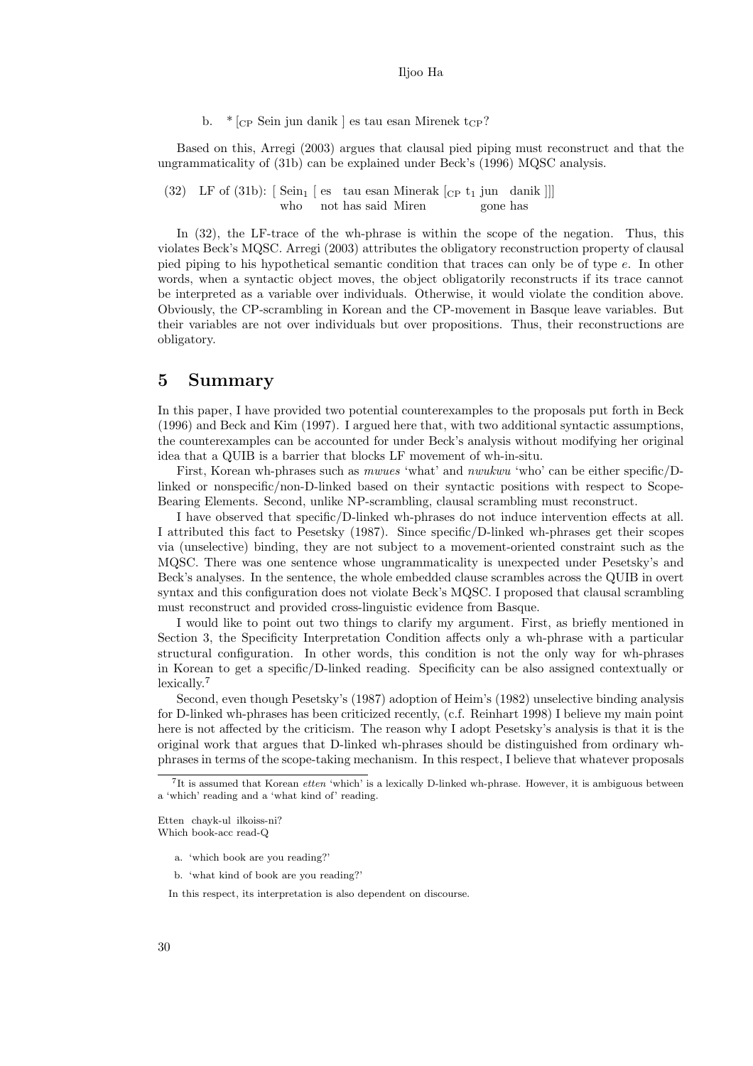b. * [$_{CP}$ Sein jun danik ] es tau esan Mirenek t$_{CP}$?

Based on this, Arregi (2003) argues that clausal pied piping must reconstruct and that the ungrammaticality of (31b) can be explained under Beck's (1996) MQSC analysis.

(32) LF of (31b): [ Sein$_1$ [ es tau esan Minerak [$_{CP}$ t$_1$ jun danik ]]]
who not has said Miren gone has

In (32), the LF-trace of the wh-phrase is within the scope of the negation. Thus, this violates Beck's MQSC. Arregi (2003) attributes the obligatory reconstruction property of clausal pied piping to his hypothetical semantic condition that traces can only be of type $e$. In other words, when a syntactic object moves, the object obligatorily reconstructs if its trace cannot be interpreted as a variable over individuals. Otherwise, it would violate the condition above. Obviously, the CP-scrambling in Korean and the CP-movement in Basque leave variables. But their variables are not over individuals but over propositions. Thus, their reconstructions are obligatory.

## 5 Summary

In this paper, I have provided two potential counterexamples to the proposals put forth in Beck (1996) and Beck and Kim (1997). I argued here that, with two additional syntactic assumptions, the counterexamples can be accounted for under Beck's analysis without modifying her original idea that a QUIB is a barrier that blocks LF movement of wh-in-situ.

First, Korean wh-phrases such as *mwues* 'what' and *nwukwu* 'who' can be either specific/D-linked or nonspecific/non-D-linked based on their syntactic positions with respect to Scope-Bearing Elements. Second, unlike NP-scrambling, clausal scrambling must reconstruct.

I have observed that specific/D-linked wh-phrases do not induce intervention effects at all. I attributed this fact to Pesetsky (1987). Since specific/D-linked wh-phrases get their scopes via (unselective) binding, they are not subject to a movement-oriented constraint such as the MQSC. There was one sentence whose ungrammaticality is unexpected under Pesetsky's and Beck's analyses. In the sentence, the whole embedded clause scrambles across the QUIB in overt syntax and this configuration does not violate Beck's MQSC. I proposed that clausal scrambling must reconstruct and provided cross-linguistic evidence from Basque.

I would like to point out two things to clarify my argument. First, as briefly mentioned in Section 3, the Specificity Interpretation Condition affects only a wh-phrase with a particular structural configuration. In other words, this condition is not the only way for wh-phrases in Korean to get a specific/D-linked reading. Specificity can be also assigned contextually or lexically.[7]

Second, even though Pesetsky's (1987) adoption of Heim's (1982) unselective binding analysis for D-linked wh-phrases has been criticized recently, (c.f. Reinhart 1998) I believe my main point here is not affected by the criticism. The reason why I adopt Pesetsky's analysis is that it is the original work that argues that D-linked wh-phrases should be distinguished from ordinary wh-phrases in terms of the scope-taking mechanism. In this respect, I believe that whatever proposals

---

[7] It is assumed that Korean *etten* 'which' is a lexically D-linked wh-phrase. However, it is ambiguous between a 'which' reading and a 'what kind of' reading.

Etten chayk-ul ilkoiss-ni?
Which book-acc read-Q

a. 'which book are you reading?'

b. 'what kind of book are you reading?'

In this respect, its interpretation is also dependent on discourse.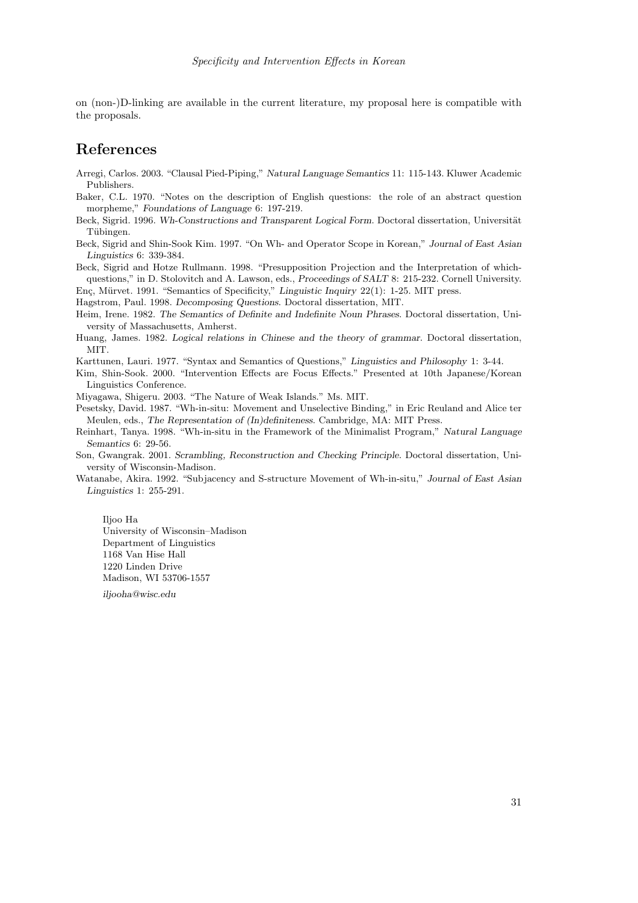on (non-)D-linking are available in the current literature, my proposal here is compatible with the proposals.

## References

Arregi, Carlos. 2003. "Clausal Pied-Piping," *Natural Language Semantics* 11: 115-143. Kluwer Academic Publishers.

Baker, C.L. 1970. "Notes on the description of English questions: the role of an abstract question morpheme," *Foundations of Language* 6: 197-219.

Beck, Sigrid. 1996. *Wh-Constructions and Transparent Logical Form*. Doctoral dissertation, Universität Tübingen.

Beck, Sigrid and Shin-Sook Kim. 1997. "On Wh- and Operator Scope in Korean," *Journal of East Asian Linguistics* 6: 339-384.

Beck, Sigrid and Hotze Rullmann. 1998. "Presupposition Projection and the Interpretation of which-questions," in D. Stolovitch and A. Lawson, eds., *Proceedings of SALT* 8: 215-232. Cornell University.

Enç, Mürvet. 1991. "Semantics of Specificity," *Linguistic Inquiry* 22(1): 1-25. MIT press.

Hagstrom, Paul. 1998. *Decomposing Questions*. Doctoral dissertation, MIT.

Heim, Irene. 1982. *The Semantics of Definite and Indefinite Noun Phrases*. Doctoral dissertation, University of Massachusetts, Amherst.

Huang, James. 1982. *Logical relations in Chinese and the theory of grammar*. Doctoral dissertation, MIT.

Karttunen, Lauri. 1977. "Syntax and Semantics of Questions," *Linguistics and Philosophy* 1: 3-44.

Kim, Shin-Sook. 2000. "Intervention Effects are Focus Effects." Presented at 10th Japanese/Korean Linguistics Conference.

Miyagawa, Shigeru. 2003. "The Nature of Weak Islands." Ms. MIT.

Pesetsky, David. 1987. "Wh-in-situ: Movement and Unselective Binding," in Eric Reuland and Alice ter Meulen, eds., *The Representation of (In)definiteness*. Cambridge, MA: MIT Press.

Reinhart, Tanya. 1998. "Wh-in-situ in the Framework of the Minimalist Program," *Natural Language Semantics* 6: 29-56.

Son, Gwangrak. 2001. *Scrambling, Reconstruction and Checking Principle*. Doctoral dissertation, University of Wisconsin-Madison.

Watanabe, Akira. 1992. "Subjacency and S-structure Movement of Wh-in-situ," *Journal of East Asian Linguistics* 1: 255-291.

Iljoo Ha
University of Wisconsin–Madison
Department of Linguistics
1168 Van Hise Hall
1220 Linden Drive
Madison, WI 53706-1557

*iljooha@wisc.edu*